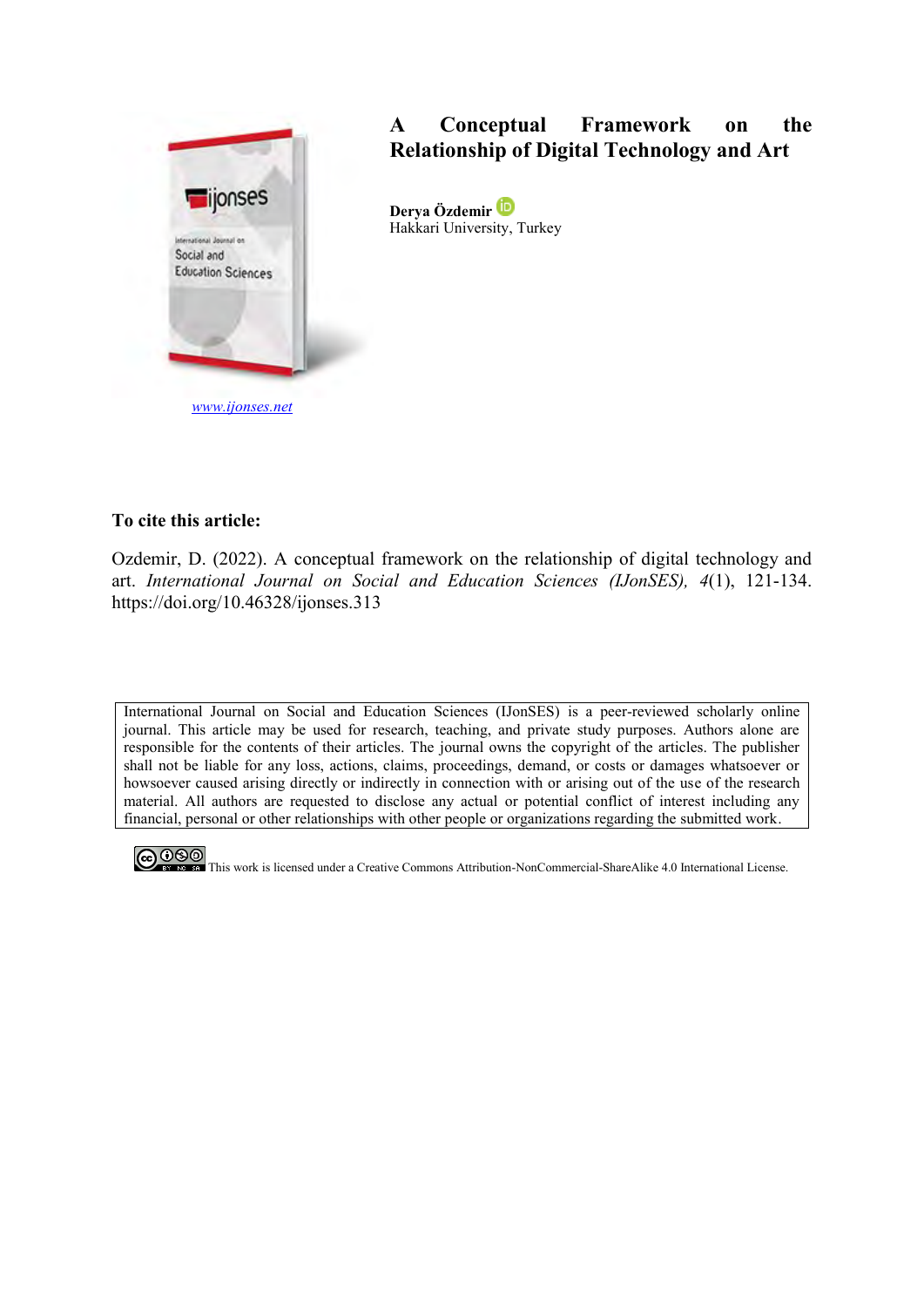# A Conceptual Framework on the Relationship of Digital Technology and Art

**Derya Özdemir**
Hakkari University, Turkey

www.ijonses.net

**To cite this article:**

Ozdemir, D. (2022). A conceptual framework on the relationship of digital technology and art. *International Journal on Social and Education Sciences (IJonSES), 4*(1), 121-134. https://doi.org/10.46328/ijonses.313

International Journal on Social and Education Sciences (IJonSES) is a peer-reviewed scholarly online journal. This article may be used for research, teaching, and private study purposes. Authors alone are responsible for the contents of their articles. The journal owns the copyright of the articles. The publisher shall not be liable for any loss, actions, claims, proceedings, demand, or costs or damages whatsoever or howsoever caused arising directly or indirectly in connection with or arising out of the use of the research material. All authors are requested to disclose any actual or potential conflict of interest including any financial, personal or other relationships with other people or organizations regarding the submitted work.

This work is licensed under a Creative Commons Attribution-NonCommercial-ShareAlike 4.0 International License.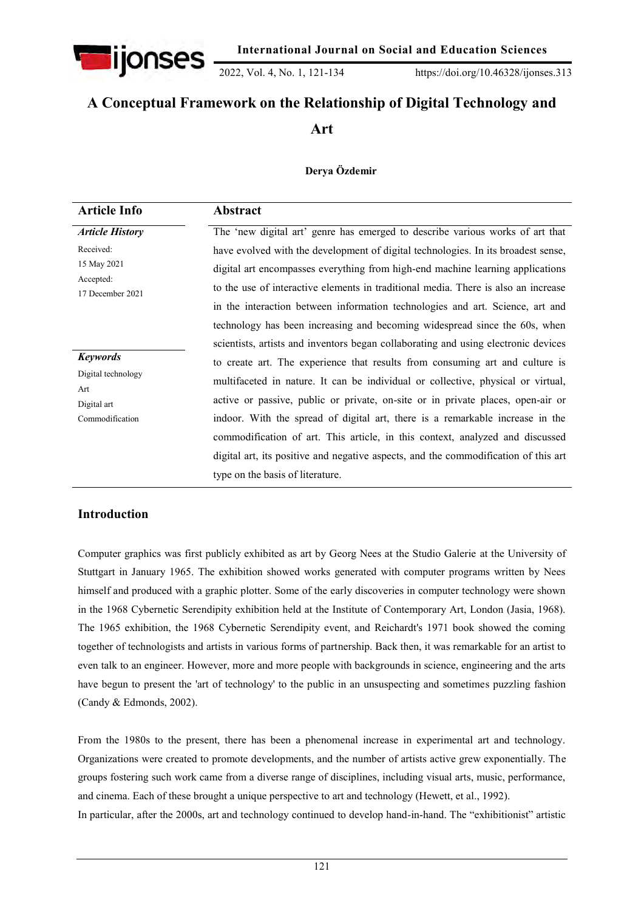# A Conceptual Framework on the Relationship of Digital Technology and Art

**Derya Özdemir**

| Article Info | Abstract |
|---|---|
| ***Article History*** <br> Received: <br> 15 May 2021 <br> Accepted: <br> 17 December 2021 <br><br> ***Keywords*** <br> Digital technology <br> Art <br> Digital art <br> Commodification | The 'new digital art' genre has emerged to describe various works of art that have evolved with the development of digital technologies. In its broadest sense, digital art encompasses everything from high-end machine learning applications to the use of interactive elements in traditional media. There is also an increase in the interaction between information technologies and art. Science, art and technology has been increasing and becoming widespread since the 60s, when scientists, artists and inventors began collaborating and using electronic devices to create art. The experience that results from consuming art and culture is multifaceted in nature. It can be individual or collective, physical or virtual, active or passive, public or private, on-site or in private places, open-air or indoor. With the spread of digital art, there is a remarkable increase in the commodification of art. This article, in this context, analyzed and discussed digital art, its positive and negative aspects, and the commodification of this art type on the basis of literature. |

## Introduction

Computer graphics was first publicly exhibited as art by Georg Nees at the Studio Galerie at the University of Stuttgart in January 1965. The exhibition showed works generated with computer programs written by Nees himself and produced with a graphic plotter. Some of the early discoveries in computer technology were shown in the 1968 Cybernetic Serendipity exhibition held at the Institute of Contemporary Art, London (Jasia, 1968). The 1965 exhibition, the 1968 Cybernetic Serendipity event, and Reichardt's 1971 book showed the coming together of technologists and artists in various forms of partnership. Back then, it was remarkable for an artist to even talk to an engineer. However, more and more people with backgrounds in science, engineering and the arts have begun to present the 'art of technology' to the public in an unsuspecting and sometimes puzzling fashion (Candy & Edmonds, 2002).

From the 1980s to the present, there has been a phenomenal increase in experimental art and technology. Organizations were created to promote developments, and the number of artists active grew exponentially. The groups fostering such work came from a diverse range of disciplines, including visual arts, music, performance, and cinema. Each of these brought a unique perspective to art and technology (Hewett, et al., 1992).

In particular, after the 2000s, art and technology continued to develop hand-in-hand. The "exhibitionist" artistic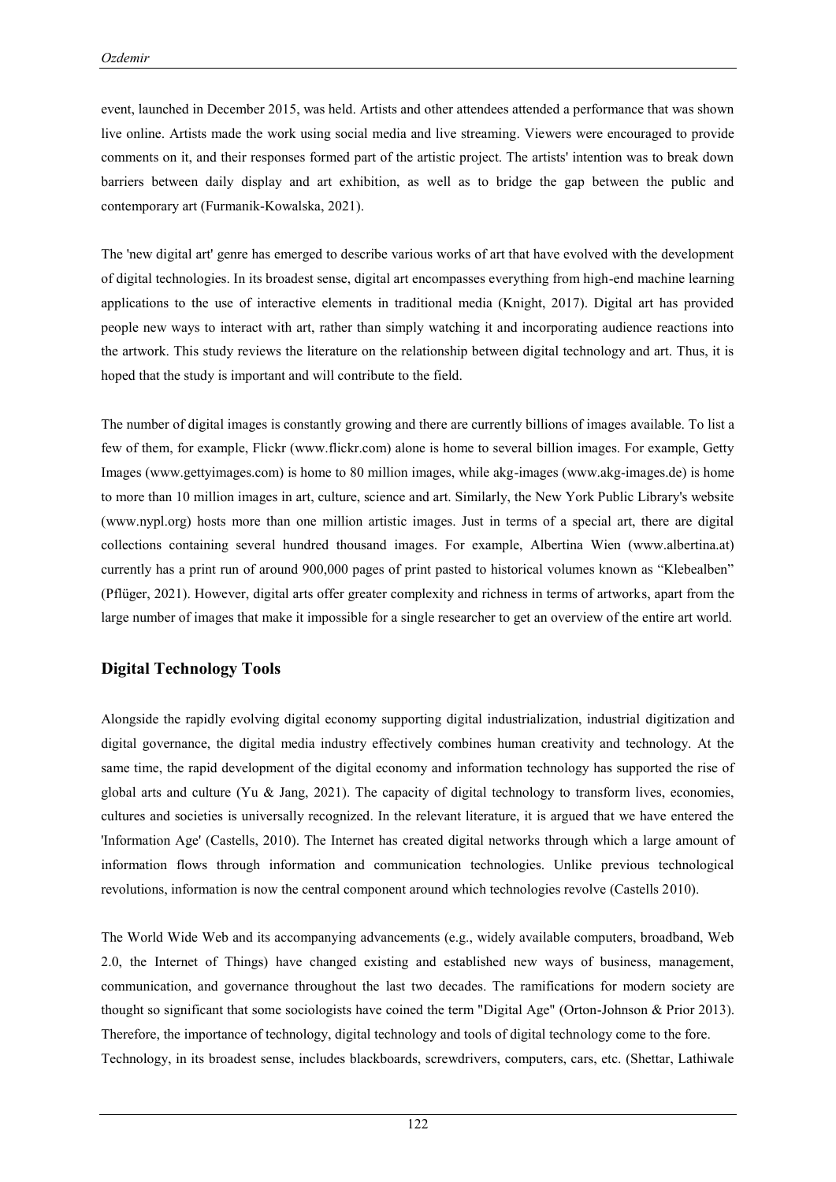event, launched in December 2015, was held. Artists and other attendees attended a performance that was shown live online. Artists made the work using social media and live streaming. Viewers were encouraged to provide comments on it, and their responses formed part of the artistic project. The artists' intention was to break down barriers between daily display and art exhibition, as well as to bridge the gap between the public and contemporary art (Furmanik-Kowalska, 2021).

The 'new digital art' genre has emerged to describe various works of art that have evolved with the development of digital technologies. In its broadest sense, digital art encompasses everything from high-end machine learning applications to the use of interactive elements in traditional media (Knight, 2017). Digital art has provided people new ways to interact with art, rather than simply watching it and incorporating audience reactions into the artwork. This study reviews the literature on the relationship between digital technology and art. Thus, it is hoped that the study is important and will contribute to the field.

The number of digital images is constantly growing and there are currently billions of images available. To list a few of them, for example, Flickr (www.flickr.com) alone is home to several billion images. For example, Getty Images (www.gettyimages.com) is home to 80 million images, while akg-images (www.akg-images.de) is home to more than 10 million images in art, culture, science and art. Similarly, the New York Public Library's website (www.nypl.org) hosts more than one million artistic images. Just in terms of a special art, there are digital collections containing several hundred thousand images. For example, Albertina Wien (www.albertina.at) currently has a print run of around 900,000 pages of print pasted to historical volumes known as "Klebealben" (Pflüger, 2021). However, digital arts offer greater complexity and richness in terms of artworks, apart from the large number of images that make it impossible for a single researcher to get an overview of the entire art world.

## Digital Technology Tools

Alongside the rapidly evolving digital economy supporting digital industrialization, industrial digitization and digital governance, the digital media industry effectively combines human creativity and technology. At the same time, the rapid development of the digital economy and information technology has supported the rise of global arts and culture (Yu & Jang, 2021). The capacity of digital technology to transform lives, economies, cultures and societies is universally recognized. In the relevant literature, it is argued that we have entered the 'Information Age' (Castells, 2010). The Internet has created digital networks through which a large amount of information flows through information and communication technologies. Unlike previous technological revolutions, information is now the central component around which technologies revolve (Castells 2010).

The World Wide Web and its accompanying advancements (e.g., widely available computers, broadband, Web 2.0, the Internet of Things) have changed existing and established new ways of business, management, communication, and governance throughout the last two decades. The ramifications for modern society are thought so significant that some sociologists have coined the term "Digital Age" (Orton-Johnson & Prior 2013). Therefore, the importance of technology, digital technology and tools of digital technology come to the fore.
Technology, in its broadest sense, includes blackboards, screwdrivers, computers, cars, etc. (Shettar, Lathiwale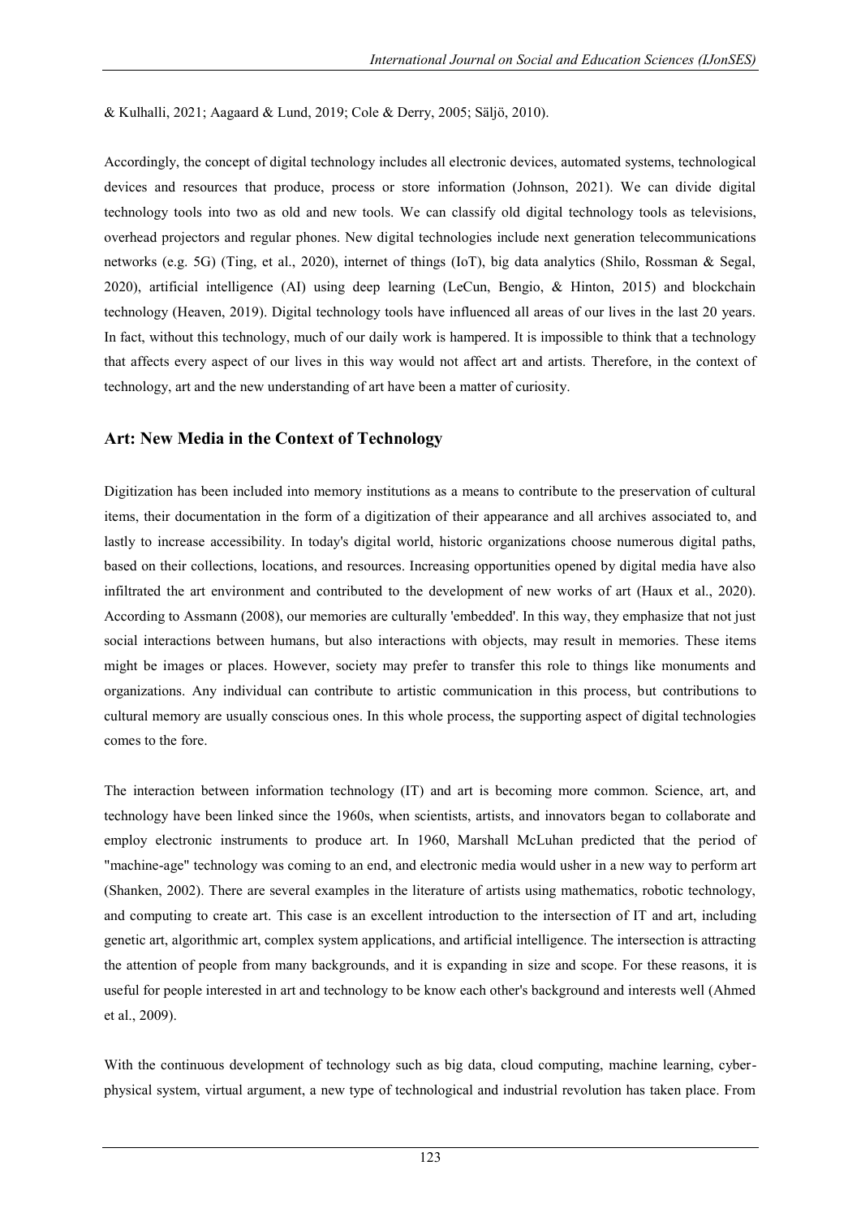& Kulhalli, 2021; Aagaard & Lund, 2019; Cole & Derry, 2005; Säljö, 2010).

Accordingly, the concept of digital technology includes all electronic devices, automated systems, technological devices and resources that produce, process or store information (Johnson, 2021). We can divide digital technology tools into two as old and new tools. We can classify old digital technology tools as televisions, overhead projectors and regular phones. New digital technologies include next generation telecommunications networks (e.g. 5G) (Ting, et al., 2020), internet of things (IoT), big data analytics (Shilo, Rossman & Segal, 2020), artificial intelligence (AI) using deep learning (LeCun, Bengio, & Hinton, 2015) and blockchain technology (Heaven, 2019). Digital technology tools have influenced all areas of our lives in the last 20 years. In fact, without this technology, much of our daily work is hampered. It is impossible to think that a technology that affects every aspect of our lives in this way would not affect art and artists. Therefore, in the context of technology, art and the new understanding of art have been a matter of curiosity.

## Art: New Media in the Context of Technology

Digitization has been included into memory institutions as a means to contribute to the preservation of cultural items, their documentation in the form of a digitization of their appearance and all archives associated to, and lastly to increase accessibility. In today's digital world, historic organizations choose numerous digital paths, based on their collections, locations, and resources. Increasing opportunities opened by digital media have also infiltrated the art environment and contributed to the development of new works of art (Haux et al., 2020). According to Assmann (2008), our memories are culturally 'embedded'. In this way, they emphasize that not just social interactions between humans, but also interactions with objects, may result in memories. These items might be images or places. However, society may prefer to transfer this role to things like monuments and organizations. Any individual can contribute to artistic communication in this process, but contributions to cultural memory are usually conscious ones. In this whole process, the supporting aspect of digital technologies comes to the fore.

The interaction between information technology (IT) and art is becoming more common. Science, art, and technology have been linked since the 1960s, when scientists, artists, and innovators began to collaborate and employ electronic instruments to produce art. In 1960, Marshall McLuhan predicted that the period of "machine-age" technology was coming to an end, and electronic media would usher in a new way to perform art (Shanken, 2002). There are several examples in the literature of artists using mathematics, robotic technology, and computing to create art. This case is an excellent introduction to the intersection of IT and art, including genetic art, algorithmic art, complex system applications, and artificial intelligence. The intersection is attracting the attention of people from many backgrounds, and it is expanding in size and scope. For these reasons, it is useful for people interested in art and technology to be know each other's background and interests well (Ahmed et al., 2009).

With the continuous development of technology such as big data, cloud computing, machine learning, cyber-physical system, virtual argument, a new type of technological and industrial revolution has taken place. From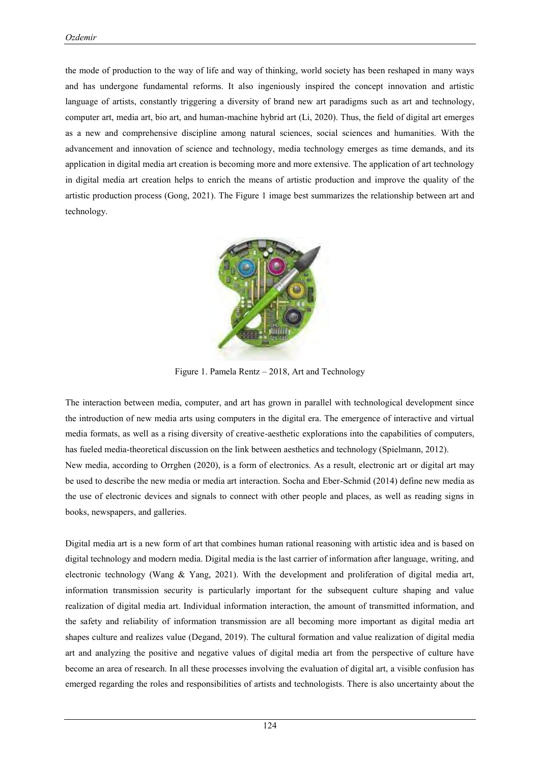the mode of production to the way of life and way of thinking, world society has been reshaped in many ways and has undergone fundamental reforms. It also ingeniously inspired the concept innovation and artistic language of artists, constantly triggering a diversity of brand new art paradigms such as art and technology, computer art, media art, bio art, and human-machine hybrid art (Li, 2020). Thus, the field of digital art emerges as a new and comprehensive discipline among natural sciences, social sciences and humanities. With the advancement and innovation of science and technology, media technology emerges as time demands, and its application in digital media art creation is becoming more and more extensive. The application of art technology in digital media art creation helps to enrich the means of artistic production and improve the quality of the artistic production process (Gong, 2021). The Figure 1 image best summarizes the relationship between art and technology.

Figure 1. Pamela Rentz – 2018, Art and Technology

The interaction between media, computer, and art has grown in parallel with technological development since the introduction of new media arts using computers in the digital era. The emergence of interactive and virtual media formats, as well as a rising diversity of creative-aesthetic explorations into the capabilities of computers, has fueled media-theoretical discussion on the link between aesthetics and technology (Spielmann, 2012).

New media, according to Orrghen (2020), is a form of electronics. As a result, electronic art or digital art may be used to describe the new media or media art interaction. Socha and Eber-Schmid (2014) define new media as the use of electronic devices and signals to connect with other people and places, as well as reading signs in books, newspapers, and galleries.

Digital media art is a new form of art that combines human rational reasoning with artistic idea and is based on digital technology and modern media. Digital media is the last carrier of information after language, writing, and electronic technology (Wang & Yang, 2021). With the development and proliferation of digital media art, information transmission security is particularly important for the subsequent culture shaping and value realization of digital media art. Individual information interaction, the amount of transmitted information, and the safety and reliability of information transmission are all becoming more important as digital media art shapes culture and realizes value (Degand, 2019). The cultural formation and value realization of digital media art and analyzing the positive and negative values of digital media art from the perspective of culture have become an area of research. In all these processes involving the evaluation of digital art, a visible confusion has emerged regarding the roles and responsibilities of artists and technologists. There is also uncertainty about the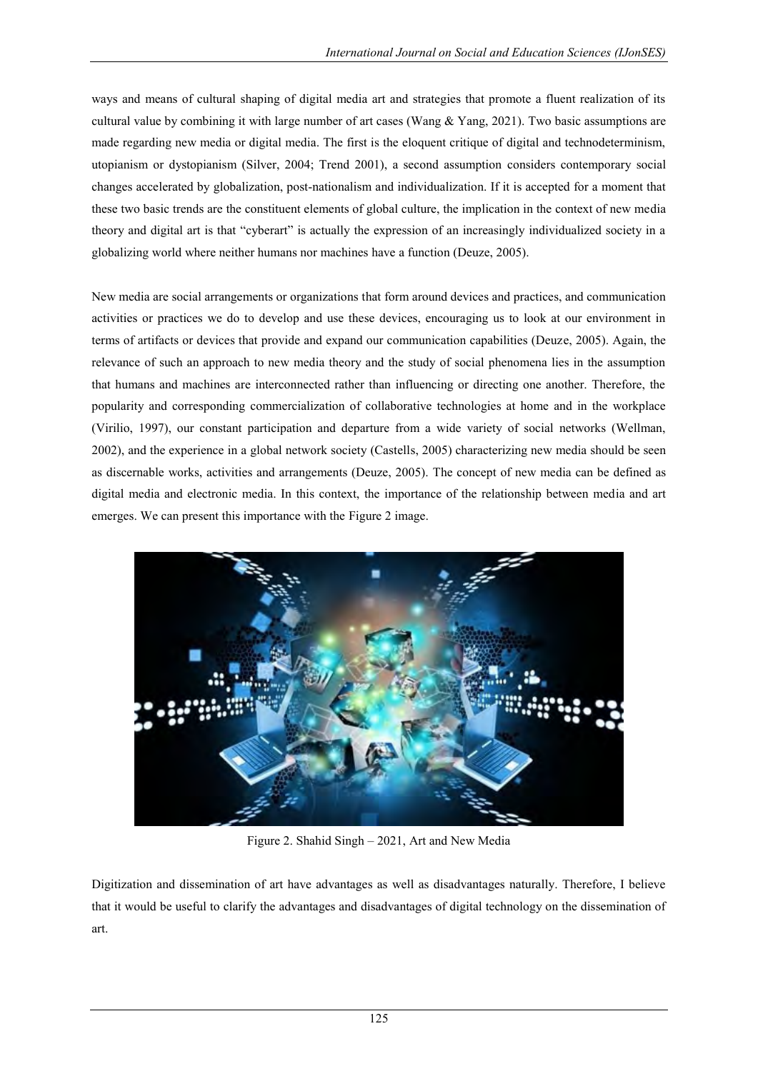ways and means of cultural shaping of digital media art and strategies that promote a fluent realization of its cultural value by combining it with large number of art cases (Wang & Yang, 2021). Two basic assumptions are made regarding new media or digital media. The first is the eloquent critique of digital and technodeterminism, utopianism or dystopianism (Silver, 2004; Trend 2001), a second assumption considers contemporary social changes accelerated by globalization, post-nationalism and individualization. If it is accepted for a moment that these two basic trends are the constituent elements of global culture, the implication in the context of new media theory and digital art is that "cyberart" is actually the expression of an increasingly individualized society in a globalizing world where neither humans nor machines have a function (Deuze, 2005).

New media are social arrangements or organizations that form around devices and practices, and communication activities or practices we do to develop and use these devices, encouraging us to look at our environment in terms of artifacts or devices that provide and expand our communication capabilities (Deuze, 2005). Again, the relevance of such an approach to new media theory and the study of social phenomena lies in the assumption that humans and machines are interconnected rather than influencing or directing one another. Therefore, the popularity and corresponding commercialization of collaborative technologies at home and in the workplace (Virilio, 1997), our constant participation and departure from a wide variety of social networks (Wellman, 2002), and the experience in a global network society (Castells, 2005) characterizing new media should be seen as discernable works, activities and arrangements (Deuze, 2005). The concept of new media can be defined as digital media and electronic media. In this context, the importance of the relationship between media and art emerges. We can present this importance with the Figure 2 image.

Figure 2. Shahid Singh – 2021, Art and New Media

Digitization and dissemination of art have advantages as well as disadvantages naturally. Therefore, I believe that it would be useful to clarify the advantages and disadvantages of digital technology on the dissemination of art.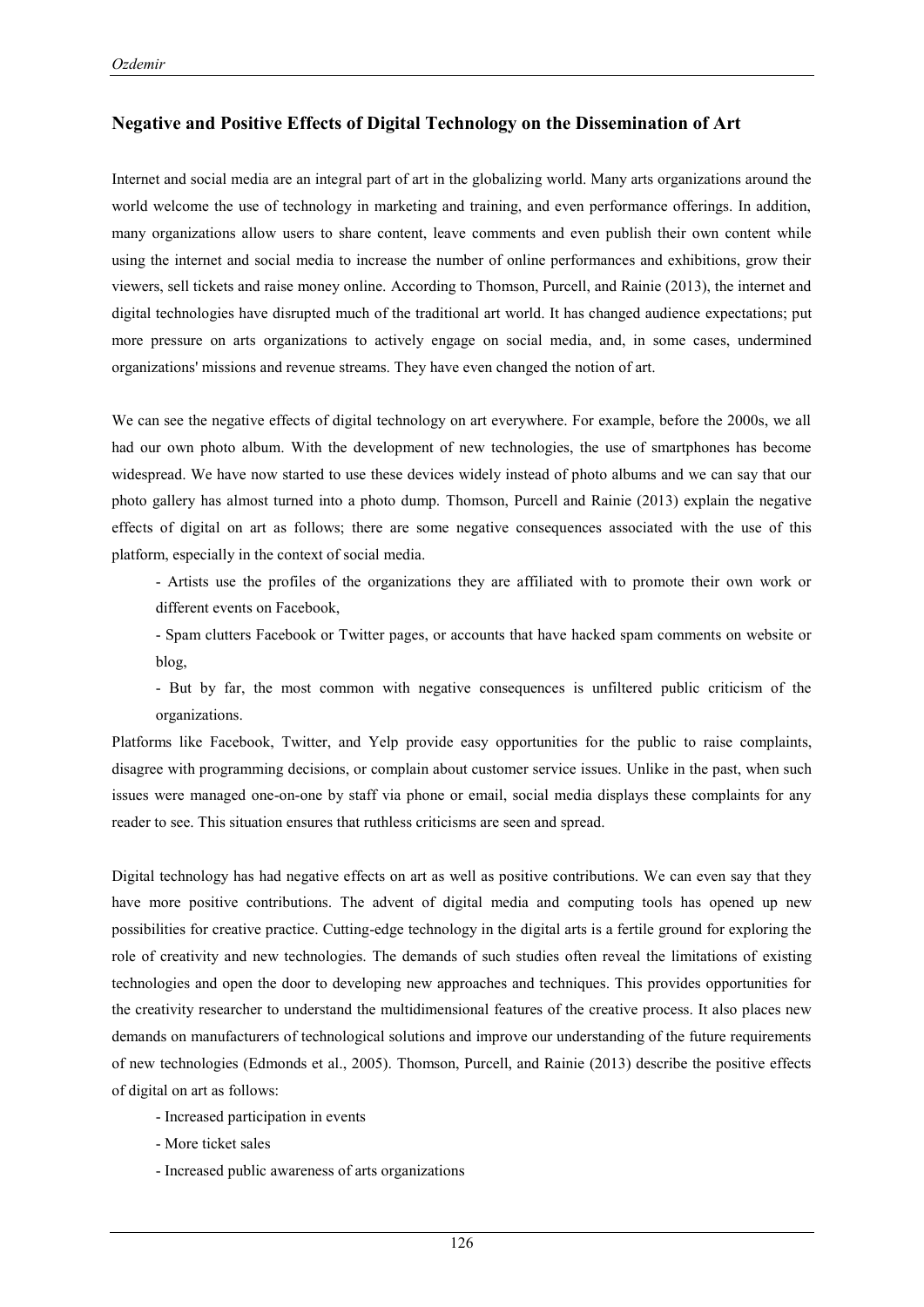## Negative and Positive Effects of Digital Technology on the Dissemination of Art

Internet and social media are an integral part of art in the globalizing world. Many arts organizations around the world welcome the use of technology in marketing and training, and even performance offerings. In addition, many organizations allow users to share content, leave comments and even publish their own content while using the internet and social media to increase the number of online performances and exhibitions, grow their viewers, sell tickets and raise money online. According to Thomson, Purcell, and Rainie (2013), the internet and digital technologies have disrupted much of the traditional art world. It has changed audience expectations; put more pressure on arts organizations to actively engage on social media, and, in some cases, undermined organizations' missions and revenue streams. They have even changed the notion of art.

We can see the negative effects of digital technology on art everywhere. For example, before the 2000s, we all had our own photo album. With the development of new technologies, the use of smartphones has become widespread. We have now started to use these devices widely instead of photo albums and we can say that our photo gallery has almost turned into a photo dump. Thomson, Purcell and Rainie (2013) explain the negative effects of digital on art as follows; there are some negative consequences associated with the use of this platform, especially in the context of social media.

- Artists use the profiles of the organizations they are affiliated with to promote their own work or different events on Facebook,
- Spam clutters Facebook or Twitter pages, or accounts that have hacked spam comments on website or blog,
- But by far, the most common with negative consequences is unfiltered public criticism of the organizations.

Platforms like Facebook, Twitter, and Yelp provide easy opportunities for the public to raise complaints, disagree with programming decisions, or complain about customer service issues. Unlike in the past, when such issues were managed one-on-one by staff via phone or email, social media displays these complaints for any reader to see. This situation ensures that ruthless criticisms are seen and spread.

Digital technology has had negative effects on art as well as positive contributions. We can even say that they have more positive contributions. The advent of digital media and computing tools has opened up new possibilities for creative practice. Cutting-edge technology in the digital arts is a fertile ground for exploring the role of creativity and new technologies. The demands of such studies often reveal the limitations of existing technologies and open the door to developing new approaches and techniques. This provides opportunities for the creativity researcher to understand the multidimensional features of the creative process. It also places new demands on manufacturers of technological solutions and improve our understanding of the future requirements of new technologies (Edmonds et al., 2005). Thomson, Purcell, and Rainie (2013) describe the positive effects of digital on art as follows:

- Increased participation in events
- More ticket sales
- Increased public awareness of arts organizations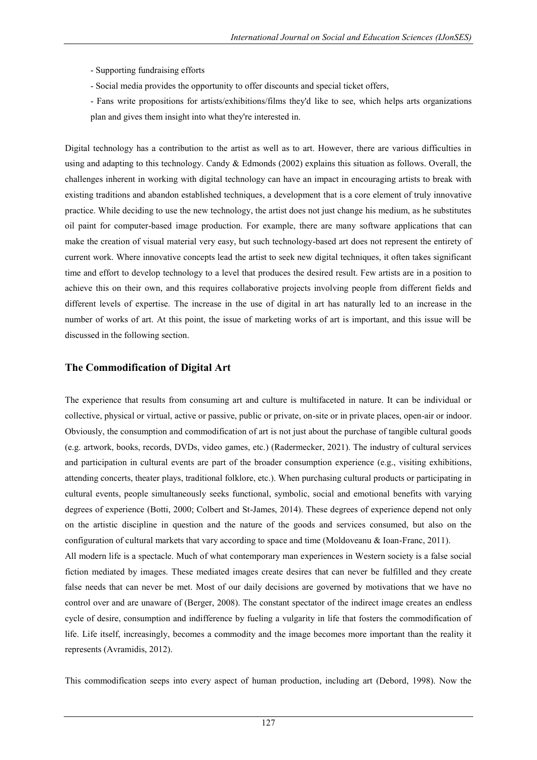- Supporting fundraising efforts
- Social media provides the opportunity to offer discounts and special ticket offers,
- Fans write propositions for artists/exhibitions/films they'd like to see, which helps arts organizations plan and gives them insight into what they're interested in.

Digital technology has a contribution to the artist as well as to art. However, there are various difficulties in using and adapting to this technology. Candy & Edmonds (2002) explains this situation as follows. Overall, the challenges inherent in working with digital technology can have an impact in encouraging artists to break with existing traditions and abandon established techniques, a development that is a core element of truly innovative practice. While deciding to use the new technology, the artist does not just change his medium, as he substitutes oil paint for computer-based image production. For example, there are many software applications that can make the creation of visual material very easy, but such technology-based art does not represent the entirety of current work. Where innovative concepts lead the artist to seek new digital techniques, it often takes significant time and effort to develop technology to a level that produces the desired result. Few artists are in a position to achieve this on their own, and this requires collaborative projects involving people from different fields and different levels of expertise. The increase in the use of digital in art has naturally led to an increase in the number of works of art. At this point, the issue of marketing works of art is important, and this issue will be discussed in the following section.

## The Commodification of Digital Art

The experience that results from consuming art and culture is multifaceted in nature. It can be individual or collective, physical or virtual, active or passive, public or private, on-site or in private places, open-air or indoor. Obviously, the consumption and commodification of art is not just about the purchase of tangible cultural goods (e.g. artwork, books, records, DVDs, video games, etc.) (Radermecker, 2021). The industry of cultural services and participation in cultural events are part of the broader consumption experience (e.g., visiting exhibitions, attending concerts, theater plays, traditional folklore, etc.). When purchasing cultural products or participating in cultural events, people simultaneously seeks functional, symbolic, social and emotional benefits with varying degrees of experience (Botti, 2000; Colbert and St-James, 2014). These degrees of experience depend not only on the artistic discipline in question and the nature of the goods and services consumed, but also on the configuration of cultural markets that vary according to space and time (Moldoveanu & Ioan-Franc, 2011).

All modern life is a spectacle. Much of what contemporary man experiences in Western society is a false social fiction mediated by images. These mediated images create desires that can never be fulfilled and they create false needs that can never be met. Most of our daily decisions are governed by motivations that we have no control over and are unaware of (Berger, 2008). The constant spectator of the indirect image creates an endless cycle of desire, consumption and indifference by fueling a vulgarity in life that fosters the commodification of life. Life itself, increasingly, becomes a commodity and the image becomes more important than the reality it represents (Avramidis, 2012).

This commodification seeps into every aspect of human production, including art (Debord, 1998). Now the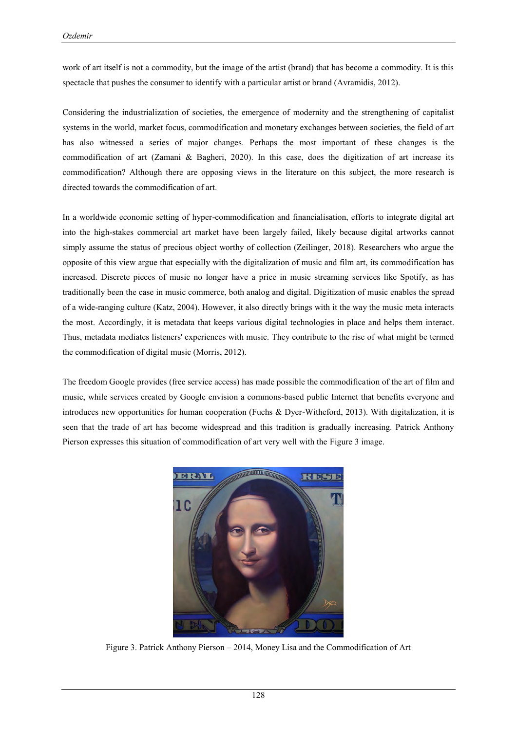work of art itself is not a commodity, but the image of the artist (brand) that has become a commodity. It is this spectacle that pushes the consumer to identify with a particular artist or brand (Avramidis, 2012).

Considering the industrialization of societies, the emergence of modernity and the strengthening of capitalist systems in the world, market focus, commodification and monetary exchanges between societies, the field of art has also witnessed a series of major changes. Perhaps the most important of these changes is the commodification of art (Zamani & Bagheri, 2020). In this case, does the digitization of art increase its commodification? Although there are opposing views in the literature on this subject, the more research is directed towards the commodification of art.

In a worldwide economic setting of hyper-commodification and financialisation, efforts to integrate digital art into the high-stakes commercial art market have been largely failed, likely because digital artworks cannot simply assume the status of precious object worthy of collection (Zeilinger, 2018). Researchers who argue the opposite of this view argue that especially with the digitalization of music and film art, its commodification has increased. Discrete pieces of music no longer have a price in music streaming services like Spotify, as has traditionally been the case in music commerce, both analog and digital. Digitization of music enables the spread of a wide-ranging culture (Katz, 2004). However, it also directly brings with it the way the music meta interacts the most. Accordingly, it is metadata that keeps various digital technologies in place and helps them interact. Thus, metadata mediates listeners' experiences with music. They contribute to the rise of what might be termed the commodification of digital music (Morris, 2012).

The freedom Google provides (free service access) has made possible the commodification of the art of film and music, while services created by Google envision a commons-based public Internet that benefits everyone and introduces new opportunities for human cooperation (Fuchs & Dyer-Witheford, 2013). With digitalization, it is seen that the trade of art has become widespread and this tradition is gradually increasing. Patrick Anthony Pierson expresses this situation of commodification of art very well with the Figure 3 image.

Figure 3. Patrick Anthony Pierson – 2014, Money Lisa and the Commodification of Art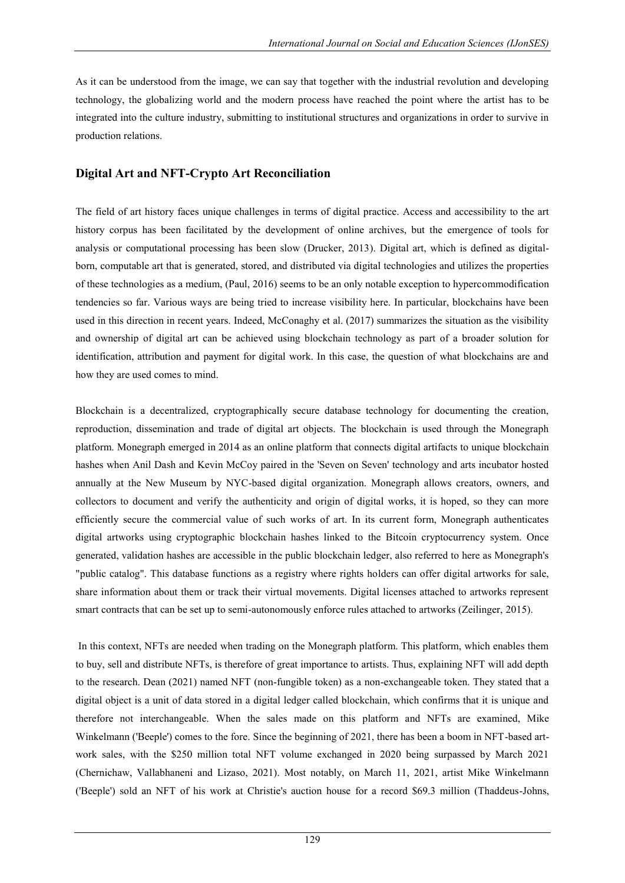As it can be understood from the image, we can say that together with the industrial revolution and developing technology, the globalizing world and the modern process have reached the point where the artist has to be integrated into the culture industry, submitting to institutional structures and organizations in order to survive in production relations.

## Digital Art and NFT-Crypto Art Reconciliation

The field of art history faces unique challenges in terms of digital practice. Access and accessibility to the art history corpus has been facilitated by the development of online archives, but the emergence of tools for analysis or computational processing has been slow (Drucker, 2013). Digital art, which is defined as digital-born, computable art that is generated, stored, and distributed via digital technologies and utilizes the properties of these technologies as a medium, (Paul, 2016) seems to be an only notable exception to hypercommodification tendencies so far. Various ways are being tried to increase visibility here. In particular, blockchains have been used in this direction in recent years. Indeed, McConaghy et al. (2017) summarizes the situation as the visibility and ownership of digital art can be achieved using blockchain technology as part of a broader solution for identification, attribution and payment for digital work. In this case, the question of what blockchains are and how they are used comes to mind.

Blockchain is a decentralized, cryptographically secure database technology for documenting the creation, reproduction, dissemination and trade of digital art objects. The blockchain is used through the Monegraph platform. Monegraph emerged in 2014 as an online platform that connects digital artifacts to unique blockchain hashes when Anil Dash and Kevin McCoy paired in the 'Seven on Seven' technology and arts incubator hosted annually at the New Museum by NYC-based digital organization. Monegraph allows creators, owners, and collectors to document and verify the authenticity and origin of digital works, it is hoped, so they can more efficiently secure the commercial value of such works of art. In its current form, Monegraph authenticates digital artworks using cryptographic blockchain hashes linked to the Bitcoin cryptocurrency system. Once generated, validation hashes are accessible in the public blockchain ledger, also referred to here as Monegraph's "public catalog". This database functions as a registry where rights holders can offer digital artworks for sale, share information about them or track their virtual movements. Digital licenses attached to artworks represent smart contracts that can be set up to semi-autonomously enforce rules attached to artworks (Zeilinger, 2015).

In this context, NFTs are needed when trading on the Monegraph platform. This platform, which enables them to buy, sell and distribute NFTs, is therefore of great importance to artists. Thus, explaining NFT will add depth to the research. Dean (2021) named NFT (non-fungible token) as a non-exchangeable token. They stated that a digital object is a unit of data stored in a digital ledger called blockchain, which confirms that it is unique and therefore not interchangeable. When the sales made on this platform and NFTs are examined, Mike Winkelmann ('Beeple') comes to the fore. Since the beginning of 2021, there has been a boom in NFT-based art-work sales, with the $250 million total NFT volume exchanged in 2020 being surpassed by March 2021 (Chernichaw, Vallabhaneni and Lizaso, 2021). Most notably, on March 11, 2021, artist Mike Winkelmann ('Beeple') sold an NFT of his work at Christie's auction house for a record $69.3 million (Thaddeus-Johns,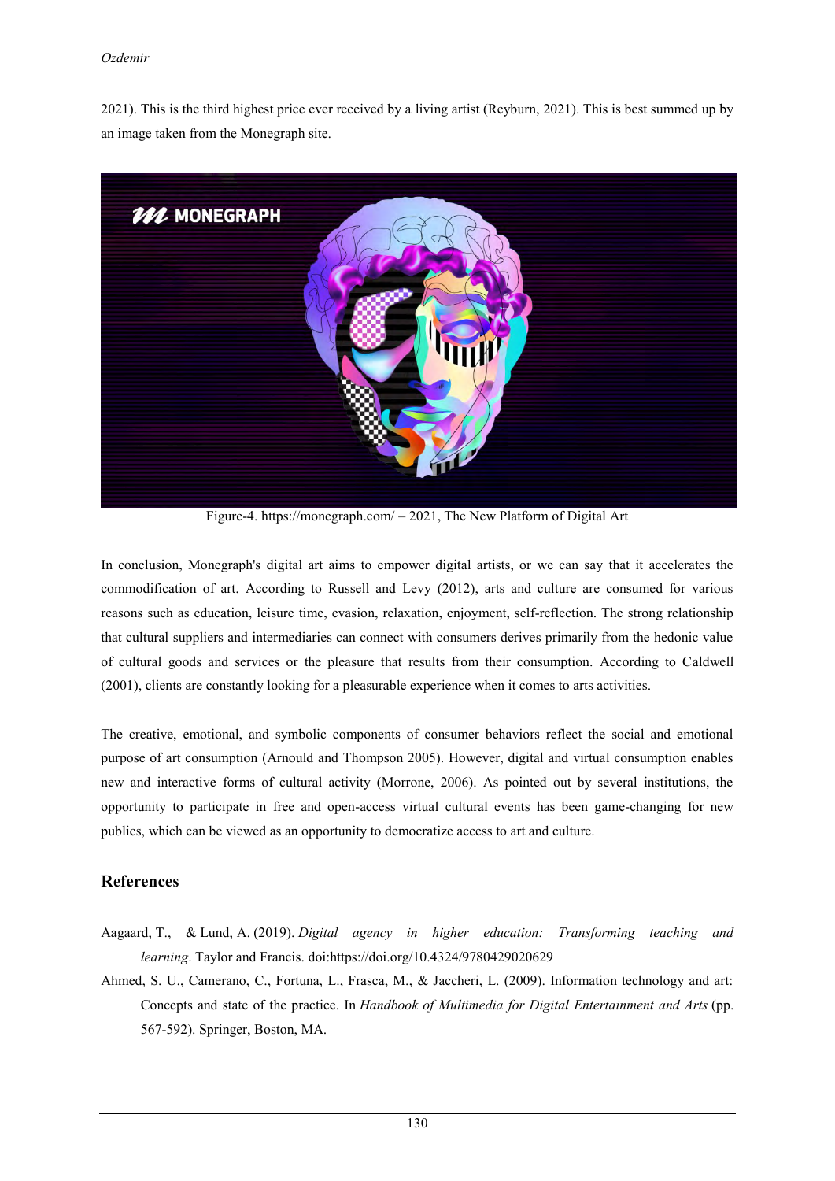2021). This is the third highest price ever received by a living artist (Reyburn, 2021). This is best summed up by an image taken from the Monegraph site.

Figure-4. https://monegraph.com/ – 2021, The New Platform of Digital Art

In conclusion, Monegraph's digital art aims to empower digital artists, or we can say that it accelerates the commodification of art. According to Russell and Levy (2012), arts and culture are consumed for various reasons such as education, leisure time, evasion, relaxation, enjoyment, self-reflection. The strong relationship that cultural suppliers and intermediaries can connect with consumers derives primarily from the hedonic value of cultural goods and services or the pleasure that results from their consumption. According to Caldwell (2001), clients are constantly looking for a pleasurable experience when it comes to arts activities.

The creative, emotional, and symbolic components of consumer behaviors reflect the social and emotional purpose of art consumption (Arnould and Thompson 2005). However, digital and virtual consumption enables new and interactive forms of cultural activity (Morrone, 2006). As pointed out by several institutions, the opportunity to participate in free and open-access virtual cultural events has been game-changing for new publics, which can be viewed as an opportunity to democratize access to art and culture.

## References

Aagaard, T., & Lund, A. (2019). *Digital agency in higher education: Transforming teaching and learning*. Taylor and Francis. doi:https://doi.org/10.4324/9780429020629

Ahmed, S. U., Camerano, C., Fortuna, L., Frasca, M., & Jaccheri, L. (2009). Information technology and art: Concepts and state of the practice. In *Handbook of Multimedia for Digital Entertainment and Arts* (pp. 567-592). Springer, Boston, MA.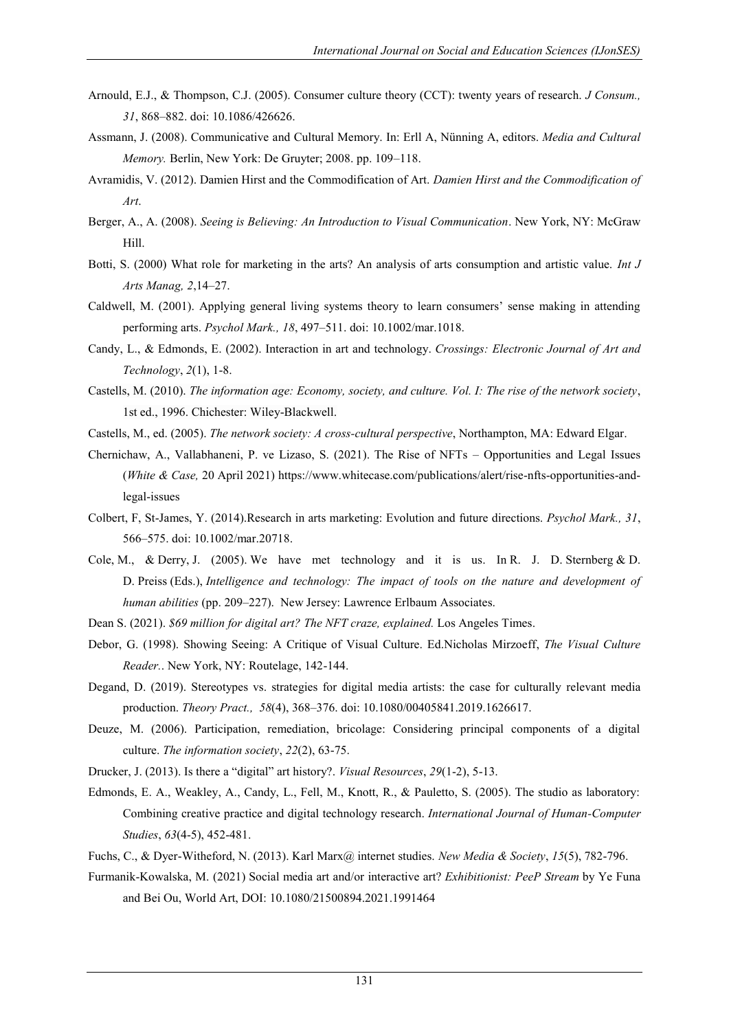Arnould, E.J., & Thompson, C.J. (2005). Consumer culture theory (CCT): twenty years of research. *J Consum., 31*, 868–882. doi: 10.1086/426626.

Assmann, J. (2008). Communicative and Cultural Memory. In: Erll A, Nünning A, editors. *Media and Cultural Memory.* Berlin, New York: De Gruyter; 2008. pp. 109–118.

Avramidis, V. (2012). Damien Hirst and the Commodification of Art. *Damien Hirst and the Commodification of Art*.

Berger, A., A. (2008). *Seeing is Believing: An Introduction to Visual Communication*. New York, NY: McGraw Hill.

Botti, S. (2000) What role for marketing in the arts? An analysis of arts consumption and artistic value. *Int J Arts Manag, 2*,14–27.

Caldwell, M. (2001). Applying general living systems theory to learn consumers' sense making in attending performing arts. *Psychol Mark., 18*, 497–511. doi: 10.1002/mar.1018.

Candy, L., & Edmonds, E. (2002). Interaction in art and technology. *Crossings: Electronic Journal of Art and Technology*, *2*(1), 1-8.

Castells, M. (2010). *The information age: Economy, society, and culture. Vol. I: The rise of the network society*, 1st ed., 1996. Chichester: Wiley-Blackwell.

Castells, M., ed. (2005). *The network society: A cross-cultural perspective*, Northampton, MA: Edward Elgar.

Chernichaw, A., Vallabhaneni, P. ve Lizaso, S. (2021). The Rise of NFTs – Opportunities and Legal Issues (*White & Case,* 20 April 2021) https://www.whitecase.com/publications/alert/rise-nfts-opportunities-and-legal-issues

Colbert, F, St-James, Y. (2014).Research in arts marketing: Evolution and future directions. *Psychol Mark., 31*, 566–575. doi: 10.1002/mar.20718.

Cole, M., & Derry, J. (2005). We have met technology and it is us. In R. J. D. Sternberg & D. D. Preiss (Eds.), *Intelligence and technology: The impact of tools on the nature and development of human abilities* (pp. 209–227). New Jersey: Lawrence Erlbaum Associates.

Dean S. (2021). *$69 million for digital art? The NFT craze, explained.* Los Angeles Times.

Debor, G. (1998). Showing Seeing: A Critique of Visual Culture. Ed.Nicholas Mirzoeff, *The Visual Culture Reader.*. New York, NY: Routelage, 142-144.

Degand, D. (2019). Stereotypes vs. strategies for digital media artists: the case for culturally relevant media production. *Theory Pract., 58*(4), 368–376. doi: 10.1080/00405841.2019.1626617.

Deuze, M. (2006). Participation, remediation, bricolage: Considering principal components of a digital culture. *The information society*, *22*(2), 63-75.

Drucker, J. (2013). Is there a "digital" art history?. *Visual Resources*, *29*(1-2), 5-13.

Edmonds, E. A., Weakley, A., Candy, L., Fell, M., Knott, R., & Pauletto, S. (2005). The studio as laboratory: Combining creative practice and digital technology research. *International Journal of Human-Computer Studies*, *63*(4-5), 452-481.

Fuchs, C., & Dyer-Witheford, N. (2013). Karl Marx@ internet studies. *New Media & Society*, *15*(5), 782-796.

Furmanik-Kowalska, M. (2021) Social media art and/or interactive art? *Exhibitionist: PeeP Stream* by Ye Funa and Bei Ou, World Art, DOI: 10.1080/21500894.2021.1991464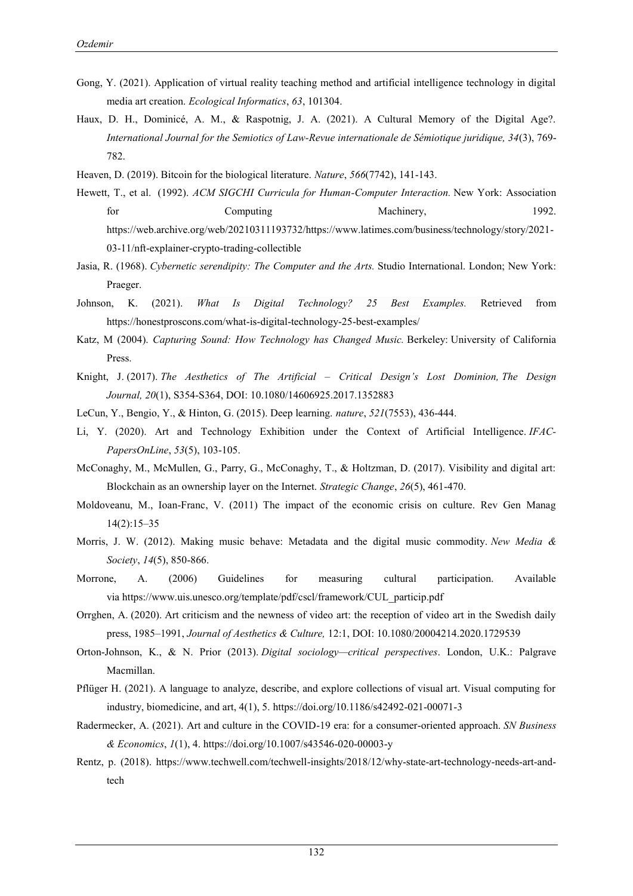Gong, Y. (2021). Application of virtual reality teaching method and artificial intelligence technology in digital media art creation. *Ecological Informatics*, *63*, 101304.

Haux, D. H., Dominicé, A. M., & Raspotnig, J. A. (2021). A Cultural Memory of the Digital Age?. *International Journal for the Semiotics of Law-Revue internationale de Sémiotique juridique, 34*(3), 769-782.

Heaven, D. (2019). Bitcoin for the biological literature. *Nature*, *566*(7742), 141-143.

Hewett, T., et al. (1992). *ACM SIGCHI Curricula for Human-Computer Interaction.* New York: Association for Computing Machinery, 1992. https://web.archive.org/web/20210311193732/https://www.latimes.com/business/technology/story/2021-03-11/nft-explainer-crypto-trading-collectible

Jasia, R. (1968). *Cybernetic serendipity: The Computer and the Arts.* Studio International. London; New York: Praeger.

Johnson, K. (2021). *What Is Digital Technology? 25 Best Examples.* Retrieved from https://honestproscons.com/what-is-digital-technology-25-best-examples/

Katz, M (2004). *Capturing Sound: How Technology has Changed Music.* Berkeley: University of California Press.

Knight, J. (2017). *The Aesthetics of The Artificial – Critical Design's Lost Dominion, The Design Journal, 20*(1), S354-S364, DOI: 10.1080/14606925.2017.1352883

LeCun, Y., Bengio, Y., & Hinton, G. (2015). Deep learning. *nature*, *521*(7553), 436-444.

Li, Y. (2020). Art and Technology Exhibition under the Context of Artificial Intelligence. *IFAC-PapersOnLine*, *53*(5), 103-105.

McConaghy, M., McMullen, G., Parry, G., McConaghy, T., & Holtzman, D. (2017). Visibility and digital art: Blockchain as an ownership layer on the Internet. *Strategic Change*, *26*(5), 461-470.

Moldoveanu, M., Ioan-Franc, V. (2011) The impact of the economic crisis on culture. Rev Gen Manag 14(2):15–35

Morris, J. W. (2012). Making music behave: Metadata and the digital music commodity. *New Media & Society*, *14*(5), 850-866.

Morrone, A. (2006) Guidelines for measuring cultural participation. Available via https://www.uis.unesco.org/template/pdf/cscl/framework/CUL_particip.pdf

Orrghen, A. (2020). Art criticism and the newness of video art: the reception of video art in the Swedish daily press, 1985–1991, *Journal of Aesthetics & Culture,* 12:1, DOI: 10.1080/20004214.2020.1729539

Orton-Johnson, K., & N. Prior (2013). *Digital sociology—critical perspectives*. London, U.K.: Palgrave Macmillan.

Pflüger H. (2021). A language to analyze, describe, and explore collections of visual art. Visual computing for industry, biomedicine, and art, 4(1), 5. https://doi.org/10.1186/s42492-021-00071-3

Radermecker, A. (2021). Art and culture in the COVID-19 era: for a consumer-oriented approach. *SN Business & Economics*, *1*(1), 4. https://doi.org/10.1007/s43546-020-00003-y

Rentz, p. (2018). https://www.techwell.com/techwell-insights/2018/12/why-state-art-technology-needs-art-and-tech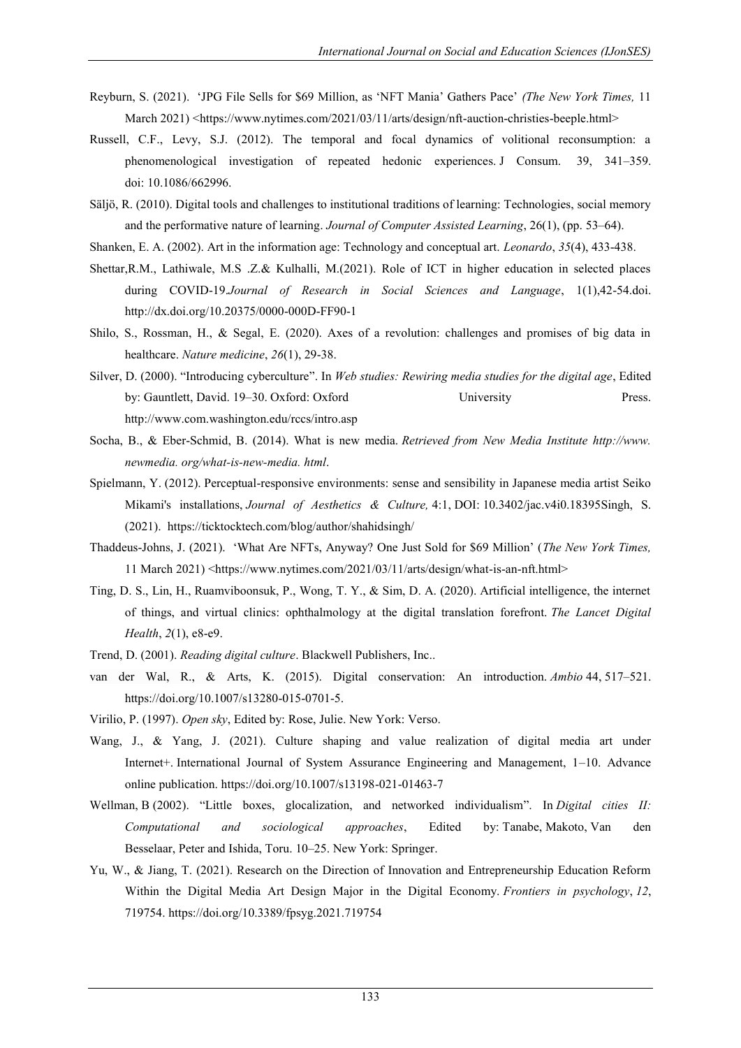Reyburn, S. (2021). 'JPG File Sells for $69 Million, as 'NFT Mania' Gathers Pace' *(The New York Times,* 11 March 2021) <https://www.nytimes.com/2021/03/11/arts/design/nft-auction-christies-beeple.html>

Russell, C.F., Levy, S.J. (2012). The temporal and focal dynamics of volitional reconsumption: a phenomenological investigation of repeated hedonic experiences. J Consum. 39, 341–359. doi: 10.1086/662996.

Säljö, R. (2010). Digital tools and challenges to institutional traditions of learning: Technologies, social memory and the performative nature of learning. *Journal of Computer Assisted Learning*, 26(1), (pp. 53–64).

Shanken, E. A. (2002). Art in the information age: Technology and conceptual art. *Leonardo*, *35*(4), 433-438.

Shettar,R.M., Lathiwale, M.S .Z.& Kulhalli, M.(2021). Role of ICT in higher education in selected places during COVID-19.*Journal of Research in Social Sciences and Language*, 1(1),42-54.doi. http://dx.doi.org/10.20375/0000-000D-FF90-1

Shilo, S., Rossman, H., & Segal, E. (2020). Axes of a revolution: challenges and promises of big data in healthcare. *Nature medicine*, *26*(1), 29-38.

Silver, D. (2000). "Introducing cyberculture". In *Web studies: Rewiring media studies for the digital age*, Edited by: Gauntlett, David. 19–30. Oxford: Oxford University Press. http://www.com.washington.edu/rccs/intro.asp

Socha, B., & Eber-Schmid, B. (2014). What is new media. *Retrieved from New Media Institute http://www. newmedia. org/what-is-new-media. html*.

Spielmann, Y. (2012). Perceptual-responsive environments: sense and sensibility in Japanese media artist Seiko Mikami's installations, *Journal of Aesthetics & Culture,* 4:1, DOI: 10.3402/jac.v4i0.18395Singh, S. (2021). https://ticktocktech.com/blog/author/shahidsingh/

Thaddeus-Johns, J. (2021). 'What Are NFTs, Anyway? One Just Sold for $69 Million' (*The New York Times,* 11 March 2021) <https://www.nytimes.com/2021/03/11/arts/design/what-is-an-nft.html>

Ting, D. S., Lin, H., Ruamviboonsuk, P., Wong, T. Y., & Sim, D. A. (2020). Artificial intelligence, the internet of things, and virtual clinics: ophthalmology at the digital translation forefront. *The Lancet Digital Health*, *2*(1), e8-e9.

Trend, D. (2001). *Reading digital culture*. Blackwell Publishers, Inc..

van der Wal, R., & Arts, K. (2015). Digital conservation: An introduction. *Ambio* 44, 517–521. https://doi.org/10.1007/s13280-015-0701-5.

Virilio, P. (1997). *Open sky*, Edited by: Rose, Julie. New York: Verso.

Wang, J., & Yang, J. (2021). Culture shaping and value realization of digital media art under Internet+. International Journal of System Assurance Engineering and Management, 1–10. Advance online publication. https://doi.org/10.1007/s13198-021-01463-7

Wellman, B (2002). "Little boxes, glocalization, and networked individualism". In *Digital cities II: Computational and sociological approaches*, Edited by: Tanabe, Makoto, Van den Besselaar, Peter and Ishida, Toru. 10–25. New York: Springer.

Yu, W., & Jiang, T. (2021). Research on the Direction of Innovation and Entrepreneurship Education Reform Within the Digital Media Art Design Major in the Digital Economy. *Frontiers in psychology*, *12*, 719754. https://doi.org/10.3389/fpsyg.2021.719754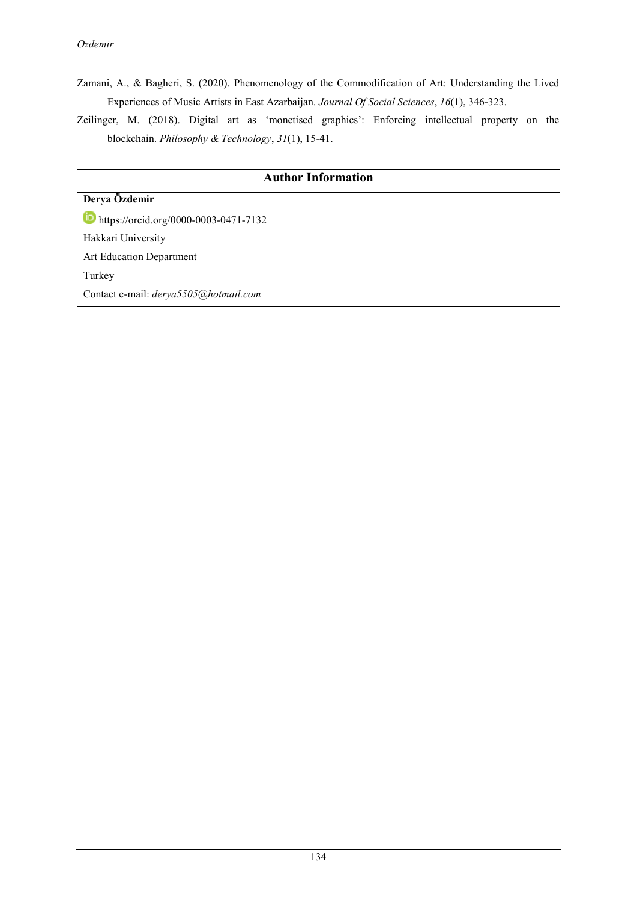Zamani, A., & Bagheri, S. (2020). Phenomenology of the Commodification of Art: Understanding the Lived Experiences of Music Artists in East Azarbaijan. *Journal Of Social Sciences*, *16*(1), 346-323.

Zeilinger, M. (2018). Digital art as 'monetised graphics': Enforcing intellectual property on the blockchain. *Philosophy & Technology*, *31*(1), 15-41.

## Author Information

**Derya Özdemir**

https://orcid.org/0000-0003-0471-7132

Hakkari University

Art Education Department

Turkey

Contact e-mail: *derya5505@hotmail.com*